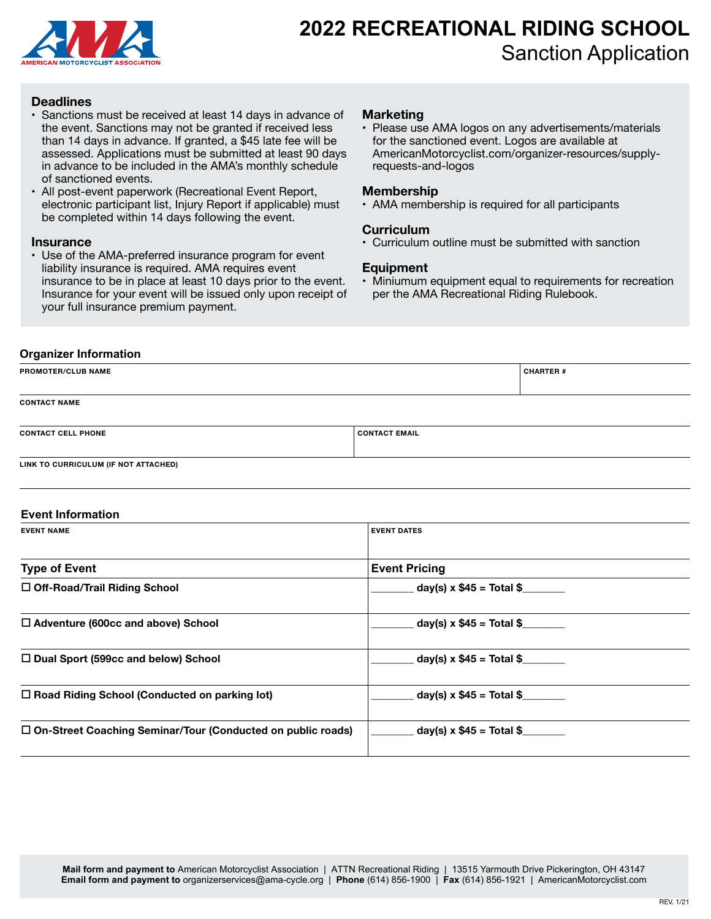# 2022 RECREATIONAL RIDING SCHOOL

## Sanction Application

### Deadlines

- Sanctions must be received at least 14 days in advance of the event. Sanctions may not be granted if received less than 14 days in advance. If granted, a $45 late fee will be assessed. Applications must be submitted at least 90 days in advance to be included in the AMA's monthly schedule of sanctioned events.
- All post-event paperwork (Recreational Event Report, electronic participant list, Injury Report if applicable) must be completed within 14 days following the event.

### Insurance

- Use of the AMA-preferred insurance program for event liability insurance is required. AMA requires event insurance to be in place at least 10 days prior to the event. Insurance for your event will be issued only upon receipt of your full insurance premium payment.

### Marketing

- Please use AMA logos on any advertisements/materials for the sanctioned event. Logos are available at AmericanMotorcyclist.com/organizer-resources/supply-requests-and-logos

### Membership

- AMA membership is required for all participants

### Curriculum

- Curriculum outline must be submitted with sanction

### Equipment

- Miniumum equipment equal to requirements for recreation per the AMA Recreational Riding Rulebook.

### Organizer Information

| PROMOTER/CLUB NAME | CHARTER # |
|---|---|
| | |

| CONTACT NAME |
|---|
| |

| CONTACT CELL PHONE | CONTACT EMAIL |
|---|---|
| | |

| LINK TO CURRICULUM (IF NOT ATTACHED) |
|---|
| |

### Event Information

| EVENT NAME | EVENT DATES |
|---|---|
| | |

| Type of Event | Event Pricing |
|---|---|
| ☐ Off-Road/Trail Riding School | _______ day(s) x $45 = Total $_______ |
| ☐ Adventure (600cc and above) School | _______ day(s) x $45 = Total $_______ |
| ☐ Dual Sport (599cc and below) School | _______ day(s) x $45 = Total $_______ |
| ☐ Road Riding School (Conducted on parking lot) | _______ day(s) x $45 = Total $_______ |
| ☐ On-Street Coaching Seminar/Tour (Conducted on public roads) | _______ day(s) x $45 = Total $_______ |

**Mail form and payment to** American Motorcyclist Association | ATTN Recreational Riding | 13515 Yarmouth Drive Pickerington, OH 43147
**Email form and payment to** organizerservices@ama-cycle.org | **Phone** (614) 856-1900 | **Fax** (614) 856-1921 | AmericanMotorcyclist.com

REV. 1/21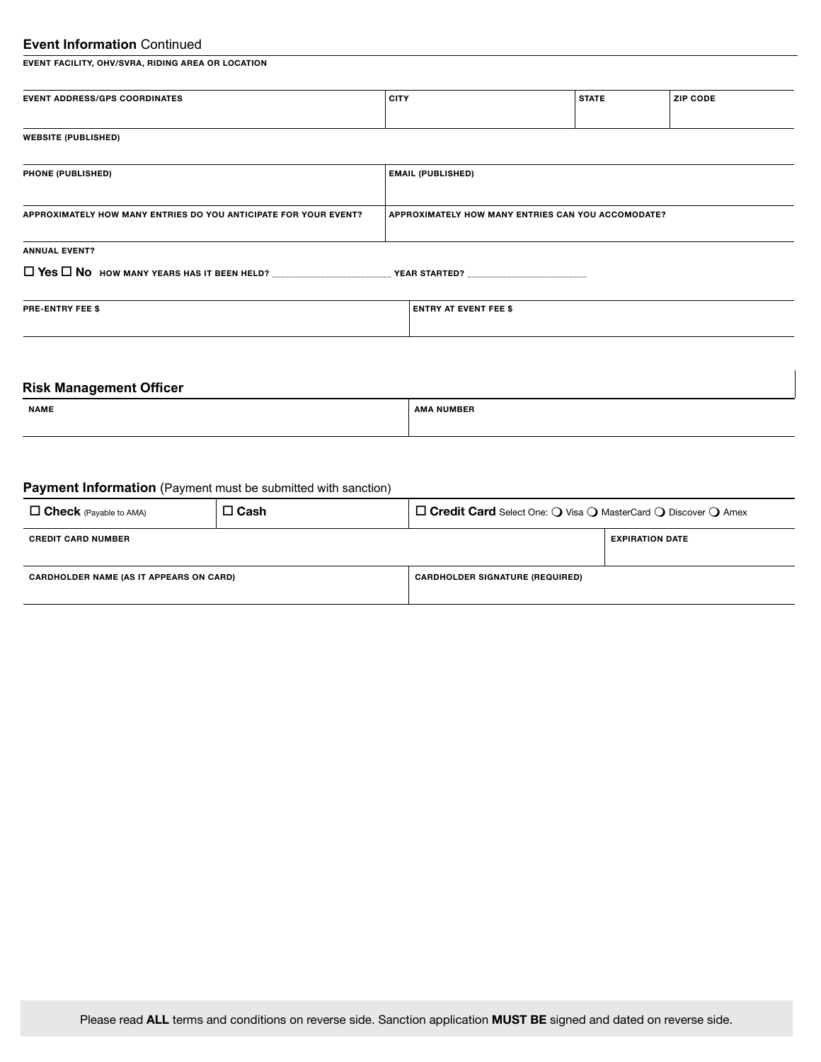## Event Information Continued

| EVENT FACILITY, OHV/SVRA, RIDING AREA OR LOCATION | | | |
|---|---|---|---|
| | | | |

| EVENT ADDRESS/GPS COORDINATES | CITY | STATE | ZIP CODE |
|---|---|---|---|
| | | | |

| WEBSITE (PUBLISHED) |
|---|
| |

| PHONE (PUBLISHED) | EMAIL (PUBLISHED) |
|---|---|
| | |

| APPROXIMATELY HOW MANY ENTRIES DO YOU ANTICIPATE FOR YOUR EVENT? | APPROXIMATELY HOW MANY ENTRIES CAN YOU ACCOMODATE? |
|---|---|
| | |

ANNUAL EVENT?

☐ **Yes** ☐ **No** HOW MANY YEARS HAS IT BEEN HELD? ______________________ YEAR STARTED? ______________________

| PRE-ENTRY FEE $ | ENTRY AT EVENT FEE $ |
|---|---|
| | |

## Risk Management Officer

| NAME | AMA NUMBER |
|---|---|
| | |

## Payment Information (Payment must be submitted with sanction)

| ☐ **Check** (Payable to AMA) | ☐ **Cash** | ☐ **Credit Card** Select One: ❍ Visa ❍ MasterCard ❍ Discover ❍ Amex |
|---|---|---|

| CREDIT CARD NUMBER | EXPIRATION DATE |
|---|---|
| | |

| CARDHOLDER NAME (AS IT APPEARS ON CARD) | CARDHOLDER SIGNATURE (REQUIRED) |
|---|---|
| | |

Please read **ALL** terms and conditions on reverse side. Sanction application **MUST BE** signed and dated on reverse side.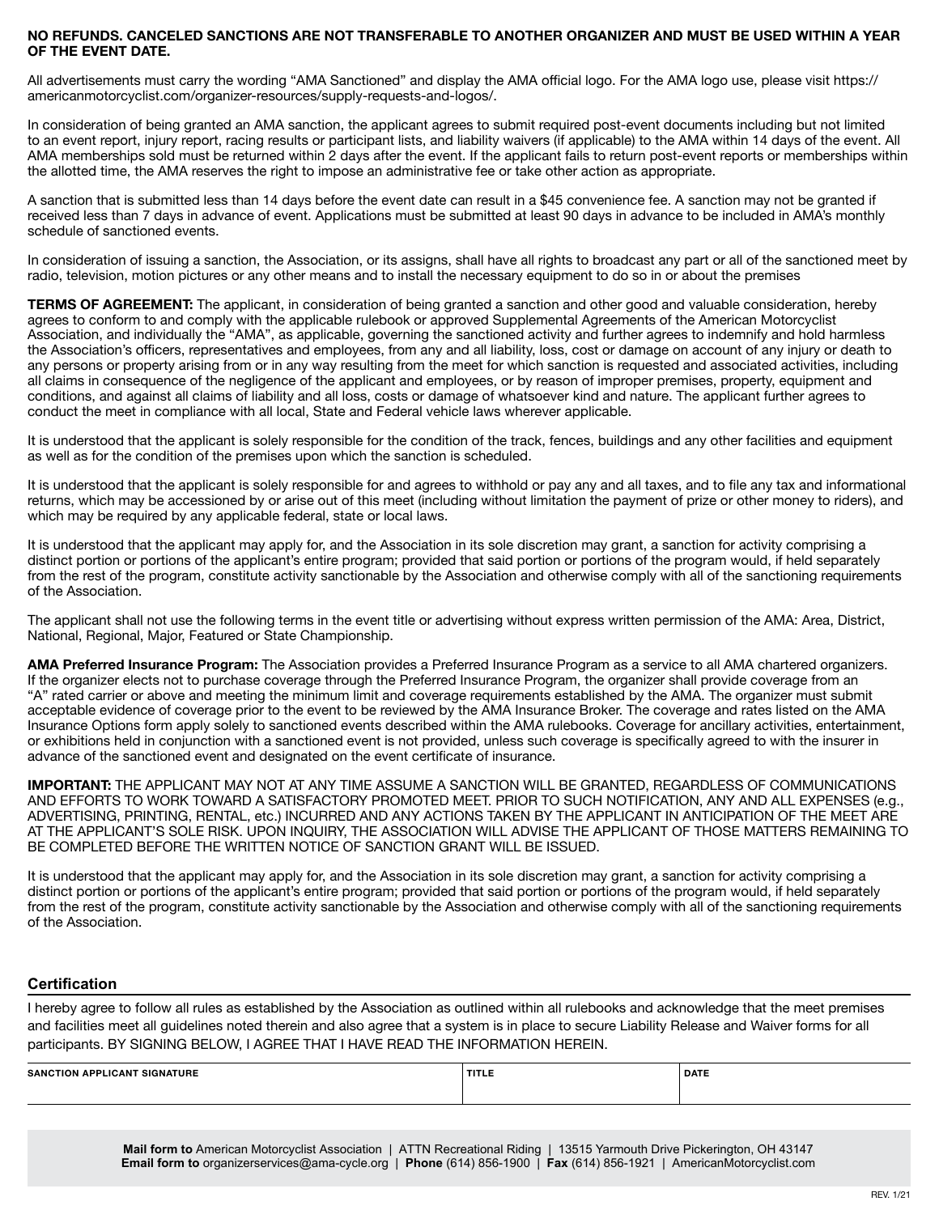**NO REFUNDS. CANCELED SANCTIONS ARE NOT TRANSFERABLE TO ANOTHER ORGANIZER AND MUST BE USED WITHIN A YEAR OF THE EVENT DATE.**

All advertisements must carry the wording "AMA Sanctioned" and display the AMA official logo. For the AMA logo use, please visit https://americanmotorcyclist.com/organizer-resources/supply-requests-and-logos/.

In consideration of being granted an AMA sanction, the applicant agrees to submit required post-event documents including but not limited to an event report, injury report, racing results or participant lists, and liability waivers (if applicable) to the AMA within 14 days of the event. All AMA memberships sold must be returned within 2 days after the event. If the applicant fails to return post-event reports or memberships within the allotted time, the AMA reserves the right to impose an administrative fee or take other action as appropriate.

A sanction that is submitted less than 14 days before the event date can result in a $45 convenience fee. A sanction may not be granted if received less than 7 days in advance of event. Applications must be submitted at least 90 days in advance to be included in AMA's monthly schedule of sanctioned events.

In consideration of issuing a sanction, the Association, or its assigns, shall have all rights to broadcast any part or all of the sanctioned meet by radio, television, motion pictures or any other means and to install the necessary equipment to do so in or about the premises

**TERMS OF AGREEMENT:** The applicant, in consideration of being granted a sanction and other good and valuable consideration, hereby agrees to conform to and comply with the applicable rulebook or approved Supplemental Agreements of the American Motorcyclist Association, and individually the "AMA", as applicable, governing the sanctioned activity and further agrees to indemnify and hold harmless the Association's officers, representatives and employees, from any and all liability, loss, cost or damage on account of any injury or death to any persons or property arising from or in any way resulting from the meet for which sanction is requested and associated activities, including all claims in consequence of the negligence of the applicant and employees, or by reason of improper premises, property, equipment and conditions, and against all claims of liability and all loss, costs or damage of whatsoever kind and nature. The applicant further agrees to conduct the meet in compliance with all local, State and Federal vehicle laws wherever applicable.

It is understood that the applicant is solely responsible for the condition of the track, fences, buildings and any other facilities and equipment as well as for the condition of the premises upon which the sanction is scheduled.

It is understood that the applicant is solely responsible for and agrees to withhold or pay any and all taxes, and to file any tax and informational returns, which may be accessioned by or arise out of this meet (including without limitation the payment of prize or other money to riders), and which may be required by any applicable federal, state or local laws.

It is understood that the applicant may apply for, and the Association in its sole discretion may grant, a sanction for activity comprising a distinct portion or portions of the applicant's entire program; provided that said portion or portions of the program would, if held separately from the rest of the program, constitute activity sanctionable by the Association and otherwise comply with all of the sanctioning requirements of the Association.

The applicant shall not use the following terms in the event title or advertising without express written permission of the AMA: Area, District, National, Regional, Major, Featured or State Championship.

**AMA Preferred Insurance Program:** The Association provides a Preferred Insurance Program as a service to all AMA chartered organizers. If the organizer elects not to purchase coverage through the Preferred Insurance Program, the organizer shall provide coverage from an "A" rated carrier or above and meeting the minimum limit and coverage requirements established by the AMA. The organizer must submit acceptable evidence of coverage prior to the event to be reviewed by the AMA Insurance Broker. The coverage and rates listed on the AMA Insurance Options form apply solely to sanctioned events described within the AMA rulebooks. Coverage for ancillary activities, entertainment, or exhibitions held in conjunction with a sanctioned event is not provided, unless such coverage is specifically agreed to with the insurer in advance of the sanctioned event and designated on the event certificate of insurance.

**IMPORTANT:** THE APPLICANT MAY NOT AT ANY TIME ASSUME A SANCTION WILL BE GRANTED, REGARDLESS OF COMMUNICATIONS AND EFFORTS TO WORK TOWARD A SATISFACTORY PROMOTED MEET. PRIOR TO SUCH NOTIFICATION, ANY AND ALL EXPENSES (e.g., ADVERTISING, PRINTING, RENTAL, etc.) INCURRED AND ANY ACTIONS TAKEN BY THE APPLICANT IN ANTICIPATION OF THE MEET ARE AT THE APPLICANT'S SOLE RISK. UPON INQUIRY, THE ASSOCIATION WILL ADVISE THE APPLICANT OF THOSE MATTERS REMAINING TO BE COMPLETED BEFORE THE WRITTEN NOTICE OF SANCTION GRANT WILL BE ISSUED.

It is understood that the applicant may apply for, and the Association in its sole discretion may grant, a sanction for activity comprising a distinct portion or portions of the applicant's entire program; provided that said portion or portions of the program would, if held separately from the rest of the program, constitute activity sanctionable by the Association and otherwise comply with all of the sanctioning requirements of the Association.

## Certification

I hereby agree to follow all rules as established by the Association as outlined within all rulebooks and acknowledge that the meet premises and facilities meet all guidelines noted therein and also agree that a system is in place to secure Liability Release and Waiver forms for all participants. BY SIGNING BELOW, I AGREE THAT I HAVE READ THE INFORMATION HEREIN.

| SANCTION APPLICANT SIGNATURE | TITLE | DATE |
|---|---|---|
| | | |

**Mail form to** American Motorcyclist Association | ATTN Recreational Riding | 13515 Yarmouth Drive Pickerington, OH 43147
**Email form to** organizerservices@ama-cycle.org | **Phone** (614) 856-1900 | **Fax** (614) 856-1921 | AmericanMotorcyclist.com

REV. 1/21